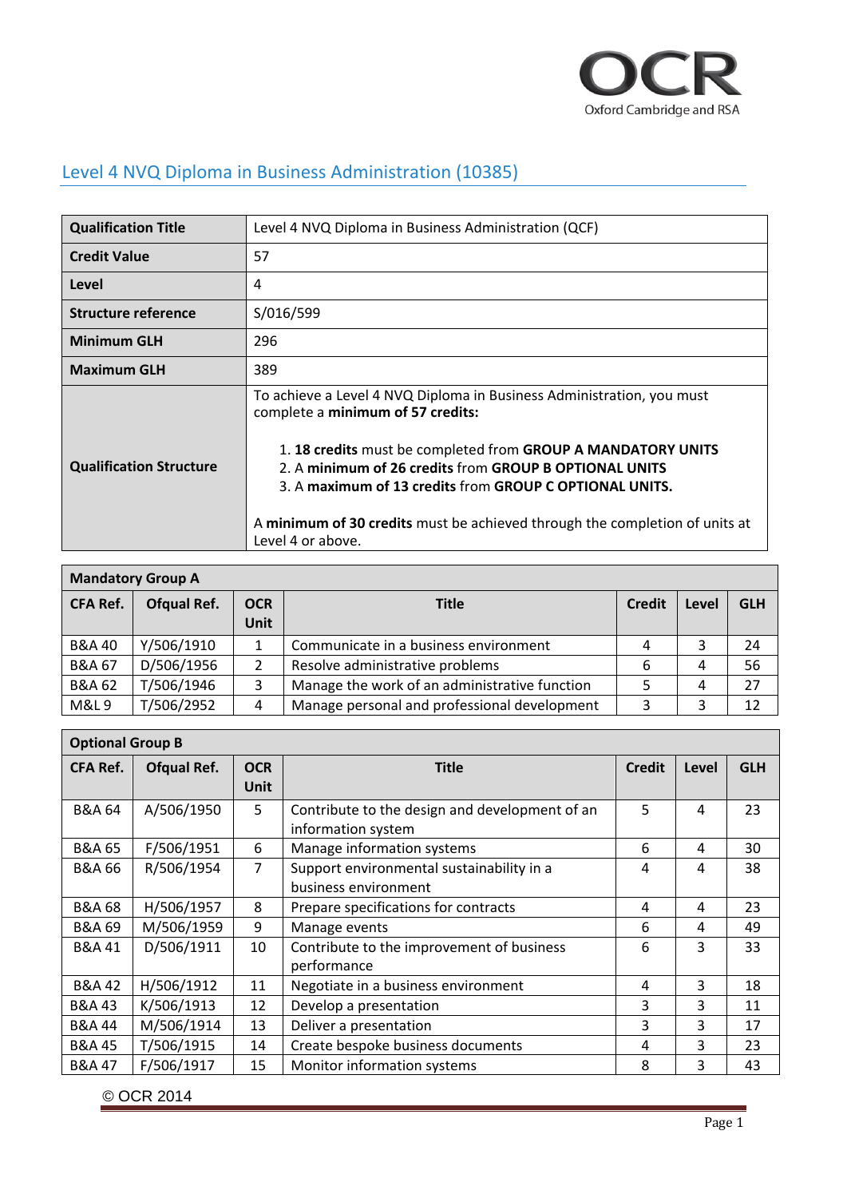# Level 4 NVQ Diploma in Business Administration (10385)

| **Qualification Title** | Level 4 NVQ Diploma in Business Administration (QCF) |
|---|---|
| **Credit Value** | 57 |
| **Level** | 4 |
| **Structure reference** | S/016/599 |
| **Minimum GLH** | 296 |
| **Maximum GLH** | 389 |
| **Qualification Structure** | To achieve a Level 4 NVQ Diploma in Business Administration, you must complete a **minimum of 57 credits:**<br><br>1. **18 credits** must be completed from **GROUP A MANDATORY UNITS**<br>2. A **minimum of 26 credits** from **GROUP B OPTIONAL UNITS**<br>3. A **maximum of 13 credits** from **GROUP C OPTIONAL UNITS.**<br><br>A **minimum of 30 credits** must be achieved through the completion of units at Level 4 or above. |

**Mandatory Group A**

| CFA Ref. | Ofqual Ref. | OCR Unit | Title | Credit | Level | GLH |
|---|---|---|---|---|---|---|
| B&A 40 | Y/506/1910 | 1 | Communicate in a business environment | 4 | 3 | 24 |
| B&A 67 | D/506/1956 | 2 | Resolve administrative problems | 6 | 4 | 56 |
| B&A 62 | T/506/1946 | 3 | Manage the work of an administrative function | 5 | 4 | 27 |
| M&L 9 | T/506/2952 | 4 | Manage personal and professional development | 3 | 3 | 12 |

**Optional Group B**

| CFA Ref. | Ofqual Ref. | OCR Unit | Title | Credit | Level | GLH |
|---|---|---|---|---|---|---|
| B&A 64 | A/506/1950 | 5 | Contribute to the design and development of an information system | 5 | 4 | 23 |
| B&A 65 | F/506/1951 | 6 | Manage information systems | 6 | 4 | 30 |
| B&A 66 | R/506/1954 | 7 | Support environmental sustainability in a business environment | 4 | 4 | 38 |
| B&A 68 | H/506/1957 | 8 | Prepare specifications for contracts | 4 | 4 | 23 |
| B&A 69 | M/506/1959 | 9 | Manage events | 6 | 4 | 49 |
| B&A 41 | D/506/1911 | 10 | Contribute to the improvement of business performance | 6 | 3 | 33 |
| B&A 42 | H/506/1912 | 11 | Negotiate in a business environment | 4 | 3 | 18 |
| B&A 43 | K/506/1913 | 12 | Develop a presentation | 3 | 3 | 11 |
| B&A 44 | M/506/1914 | 13 | Deliver a presentation | 3 | 3 | 17 |
| B&A 45 | T/506/1915 | 14 | Create bespoke business documents | 4 | 3 | 23 |
| B&A 47 | F/506/1917 | 15 | Monitor information systems | 8 | 3 | 43 |

© OCR 2014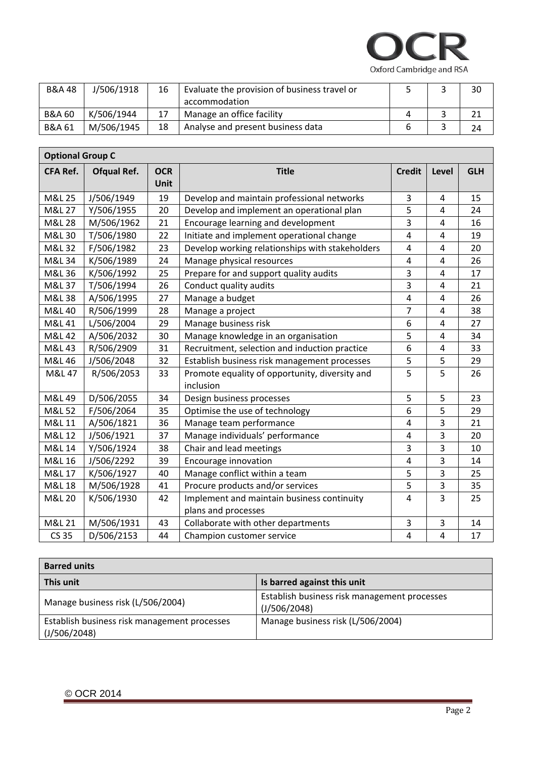| | | | | | | |
|---|---|---|---|---|---|---|
| B&A 48 | J/506/1918 | 16 | Evaluate the provision of business travel or accommodation | 5 | 3 | 30 |
| B&A 60 | K/506/1944 | 17 | Manage an office facility | 4 | 3 | 21 |
| B&A 61 | M/506/1945 | 18 | Analyse and present business data | 6 | 3 | 24 |

| Optional Group C | | | | | | |
|---|---|---|---|---|---|---|
| **CFA Ref.** | **Ofqual Ref.** | **OCR Unit** | **Title** | **Credit** | **Level** | **GLH** |
| M&L 25 | J/506/1949 | 19 | Develop and maintain professional networks | 3 | 4 | 15 |
| M&L 27 | Y/506/1955 | 20 | Develop and implement an operational plan | 5 | 4 | 24 |
| M&L 28 | M/506/1962 | 21 | Encourage learning and development | 3 | 4 | 16 |
| M&L 30 | T/506/1980 | 22 | Initiate and implement operational change | 4 | 4 | 19 |
| M&L 32 | F/506/1982 | 23 | Develop working relationships with stakeholders | 4 | 4 | 20 |
| M&L 34 | K/506/1989 | 24 | Manage physical resources | 4 | 4 | 26 |
| M&L 36 | K/506/1992 | 25 | Prepare for and support quality audits | 3 | 4 | 17 |
| M&L 37 | T/506/1994 | 26 | Conduct quality audits | 3 | 4 | 21 |
| M&L 38 | A/506/1995 | 27 | Manage a budget | 4 | 4 | 26 |
| M&L 40 | R/506/1999 | 28 | Manage a project | 7 | 4 | 38 |
| M&L 41 | L/506/2004 | 29 | Manage business risk | 6 | 4 | 27 |
| M&L 42 | A/506/2032 | 30 | Manage knowledge in an organisation | 5 | 4 | 34 |
| M&L 43 | R/506/2909 | 31 | Recruitment, selection and induction practice | 6 | 4 | 33 |
| M&L 46 | J/506/2048 | 32 | Establish business risk management processes | 5 | 5 | 29 |
| M&L 47 | R/506/2053 | 33 | Promote equality of opportunity, diversity and inclusion | 5 | 5 | 26 |
| M&L 49 | D/506/2055 | 34 | Design business processes | 5 | 5 | 23 |
| M&L 52 | F/506/2064 | 35 | Optimise the use of technology | 6 | 5 | 29 |
| M&L 11 | A/506/1821 | 36 | Manage team performance | 4 | 3 | 21 |
| M&L 12 | J/506/1921 | 37 | Manage individuals' performance | 4 | 3 | 20 |
| M&L 14 | Y/506/1924 | 38 | Chair and lead meetings | 3 | 3 | 10 |
| M&L 16 | J/506/2292 | 39 | Encourage innovation | 4 | 3 | 14 |
| M&L 17 | K/506/1927 | 40 | Manage conflict within a team | 5 | 3 | 25 |
| M&L 18 | M/506/1928 | 41 | Procure products and/or services | 5 | 3 | 35 |
| M&L 20 | K/506/1930 | 42 | Implement and maintain business continuity plans and processes | 4 | 3 | 25 |
| M&L 21 | M/506/1931 | 43 | Collaborate with other departments | 3 | 3 | 14 |
| CS 35 | D/506/2153 | 44 | Champion customer service | 4 | 4 | 17 |

| Barred units | |
|---|---|
| **This unit** | **Is barred against this unit** |
| Manage business risk (L/506/2004) | Establish business risk management processes (J/506/2048) |
| Establish business risk management processes (J/506/2048) | Manage business risk (L/506/2004) |

© OCR 2014